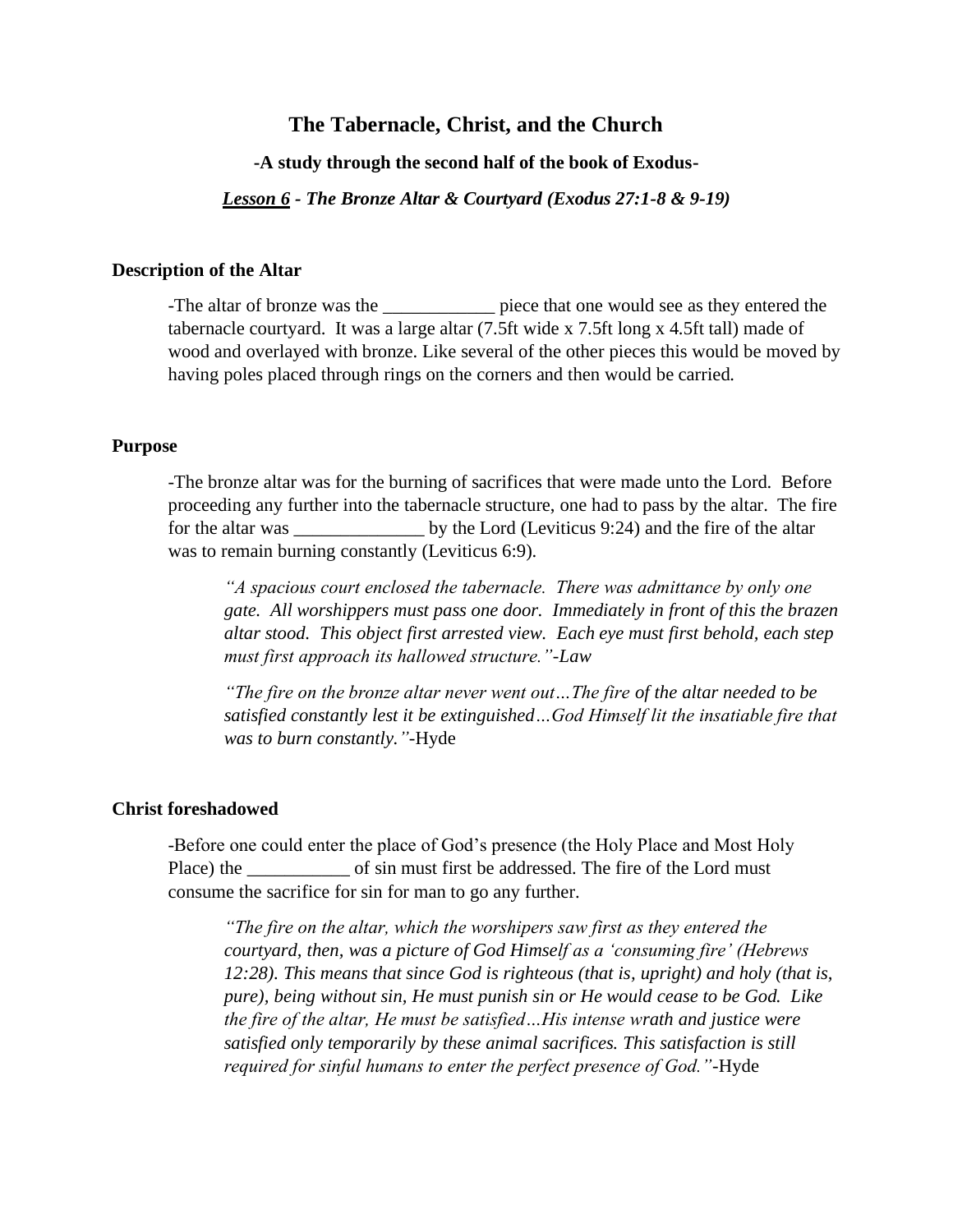# The Tabernacle, Christ, and the Church

**-A study through the second half of the book of Exodus-**

***Lesson 6* - *The Bronze Altar & Courtyard (Exodus 27:1-8 & 9-19)***

### Description of the Altar

-The altar of bronze was the ____________ piece that one would see as they entered the tabernacle courtyard. It was a large altar (7.5ft wide x 7.5ft long x 4.5ft tall) made of wood and overlayed with bronze. Like several of the other pieces this would be moved by having poles placed through rings on the corners and then would be carried.

### Purpose

-The bronze altar was for the burning of sacrifices that were made unto the Lord. Before proceeding any further into the tabernacle structure, one had to pass by the altar. The fire for the altar was ______________ by the Lord (Leviticus 9:24) and the fire of the altar was to remain burning constantly (Leviticus 6:9).

> *"A spacious court enclosed the tabernacle. There was admittance by only one gate. All worshippers must pass one door. Immediately in front of this the brazen altar stood. This object first arrested view. Each eye must first behold, each step must first approach its hallowed structure."-Law*

> *"The fire on the bronze altar never went out…The fire of the altar needed to be satisfied constantly lest it be extinguished…God Himself lit the insatiable fire that was to burn constantly."*-Hyde

### Christ foreshadowed

-Before one could enter the place of God's presence (the Holy Place and Most Holy Place) the ___________ of sin must first be addressed. The fire of the Lord must consume the sacrifice for sin for man to go any further.

> *"The fire on the altar, which the worshipers saw first as they entered the courtyard, then, was a picture of God Himself as a 'consuming fire' (Hebrews 12:28). This means that since God is righteous (that is, upright) and holy (that is, pure), being without sin, He must punish sin or He would cease to be God. Like the fire of the altar, He must be satisfied…His intense wrath and justice were satisfied only temporarily by these animal sacrifices. This satisfaction is still required for sinful humans to enter the perfect presence of God."*-Hyde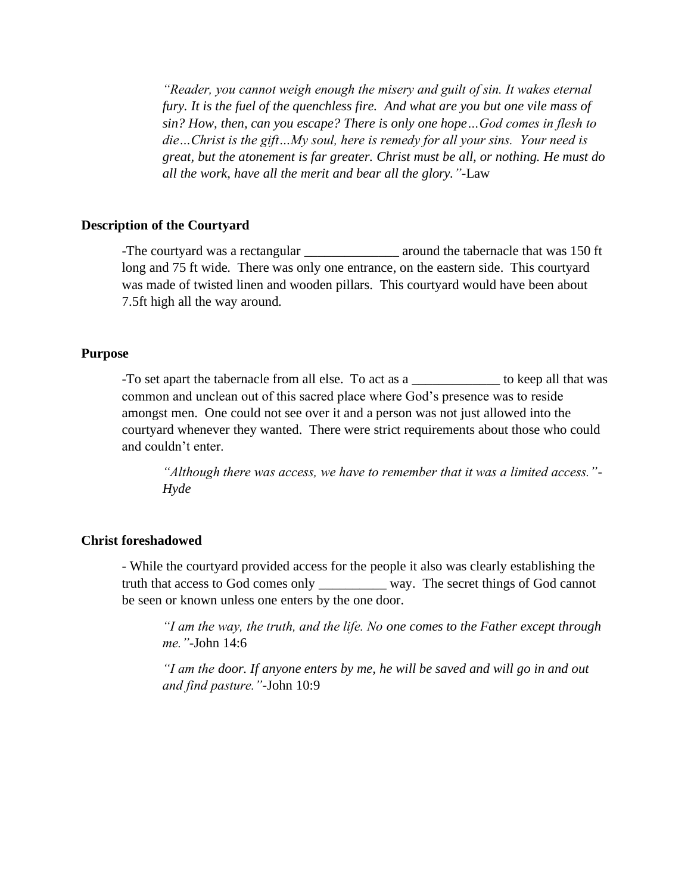> *"Reader, you cannot weigh enough the misery and guilt of sin. It wakes eternal fury. It is the fuel of the quenchless fire. And what are you but one vile mass of sin? How, then, can you escape? There is only one hope…God comes in flesh to die…Christ is the gift…My soul, here is remedy for all your sins. Your need is great, but the atonement is far greater. Christ must be all, or nothing. He must do all the work, have all the merit and bear all the glory."*-Law

**Description of the Courtyard**

-The courtyard was a rectangular ______________ around the tabernacle that was 150 ft long and 75 ft wide. There was only one entrance, on the eastern side. This courtyard was made of twisted linen and wooden pillars. This courtyard would have been about 7.5ft high all the way around.

**Purpose**

-To set apart the tabernacle from all else. To act as a _____________ to keep all that was common and unclean out of this sacred place where God's presence was to reside amongst men. One could not see over it and a person was not just allowed into the courtyard whenever they wanted. There were strict requirements about those who could and couldn't enter.

> *"Although there was access, we have to remember that it was a limited access."-Hyde*

**Christ foreshadowed**

- While the courtyard provided access for the people it also was clearly establishing the truth that access to God comes only __________ way. The secret things of God cannot be seen or known unless one enters by the one door.

> *"I am the way, the truth, and the life. No one comes to the Father except through me."*-John 14:6
>
> *"I am the door. If anyone enters by me, he will be saved and will go in and out and find pasture."*-John 10:9